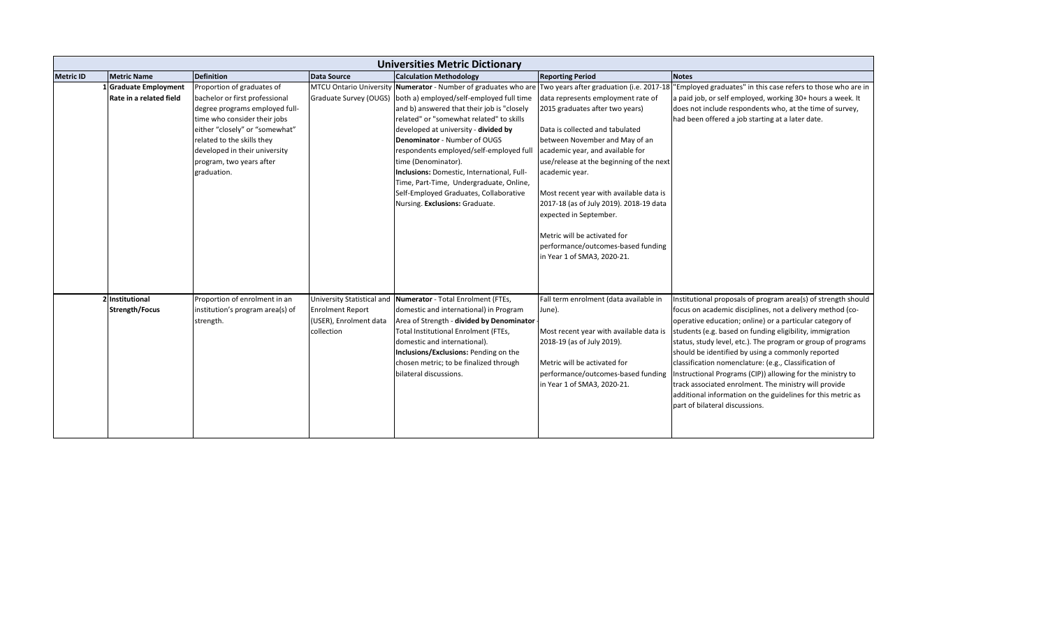# Universities Metric Dictionary

| Metric ID | Metric Name | Definition | Data Source | Calculation Methodology | Reporting Period | Notes |
|---|---|---|---|---|---|---|
| 1 | **Graduate Employment Rate in a related field** | Proportion of graduates of bachelor or first professional degree programs employed full-time who consider their jobs either "closely" or "somewhat" related to the skills they developed in their university program, two years after graduation. | MTCU Ontario University Graduate Survey (OUGS) | **Numerator** - Number of graduates who are both a) employed/self-employed full time and b) answered that their job is "closely related" or "somewhat related" to skills developed at university - **divided by Denominator** - Number of OUGS respondents employed/self-employed full time (Denominator).<br>**Inclusions:** Domestic, International, Full-Time, Part-Time, Undergraduate, Online, Self-Employed Graduates, Collaborative Nursing. **Exclusions:** Graduate. | Two years after graduation (i.e. 2017-18 data represents employment rate of 2015 graduates after two years)<br><br>Data is collected and tabulated between November and May of an academic year, and available for use/release at the beginning of the next academic year.<br><br>Most recent year with available data is 2017-18 (as of July 2019). 2018-19 data expected in September.<br><br>Metric will be activated for performance/outcomes-based funding in Year 1 of SMA3, 2020-21. | "Employed graduates" in this case refers to those who are in a paid job, or self employed, working 30+ hours a week. It does not include respondents who, at the time of survey, had been offered a job starting at a later date. |
| 2 | **Institutional Strength/Focus** | Proportion of enrolment in an institution's program area(s) of strength. | University Statistical and Enrolment Report (USER), Enrolment data collection | **Numerator** - Total Enrolment (FTEs, domestic and international) in Program Area of Strength - **divided by Denominator** - Total Institutional Enrolment (FTEs, domestic and international).<br>**Inclusions/Exclusions:** Pending on the chosen metric; to be finalized through bilateral discussions. | Fall term enrolment (data available in June).<br><br>Most recent year with available data is 2018-19 (as of July 2019).<br><br>Metric will be activated for performance/outcomes-based funding in Year 1 of SMA3, 2020-21. | Institutional proposals of program area(s) of strength should focus on academic disciplines, not a delivery method (co-operative education; online) or a particular category of students (e.g. based on funding eligibility, immigration status, study level, etc.). The program or group of programs should be identified by using a commonly reported classification nomenclature: (e.g., Classification of Instructional Programs (CIP)) allowing for the ministry to track associated enrolment. The ministry will provide additional information on the guidelines for this metric as part of bilateral discussions. |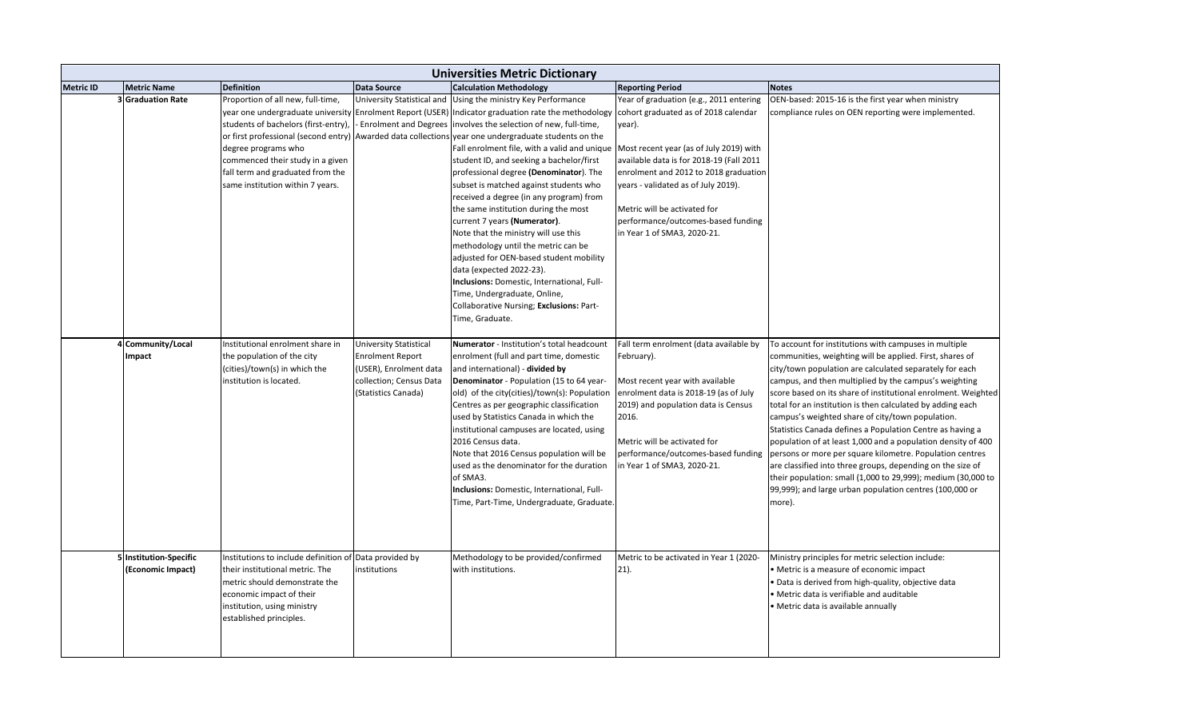# Universities Metric Dictionary

| Metric ID | Metric Name | Definition | Data Source | Calculation Methodology | Reporting Period | Notes |
|---|---|---|---|---|---|---|
| 3 | Graduation Rate | Proportion of all new, full-time, year one undergraduate university students of bachelors (first-entry), or first professional (second entry) degree programs who commenced their study in a given fall term and graduated from the same institution within 7 years. | University Statistical and Enrolment Report (USER) - Enrolment and Degrees Awarded data collections | Using the ministry Key Performance Indicator graduation rate the methodology involves the selection of new, full-time, year one undergraduate students on the Fall enrolment file, with a valid and unique student ID, and seeking a bachelor/first professional degree **(Denominator)**. The subset is matched against students who received a degree (in any program) from the same institution during the most current 7 years **(Numerator)**.<br>Note that the ministry will use this methodology until the metric can be adjusted for OEN-based student mobility data (expected 2022-23).<br>**Inclusions:** Domestic, International, Full-Time, Undergraduate, Online, Collaborative Nursing; **Exclusions:** Part-Time, Graduate. | Year of graduation (e.g., 2011 entering cohort graduated as of 2018 calendar year).<br><br>Most recent year (as of July 2019) with available data is for 2018-19 (Fall 2011 enrolment and 2012 to 2018 graduation years - validated as of July 2019).<br><br>Metric will be activated for performance/outcomes-based funding in Year 1 of SMA3, 2020-21. | OEN-based: 2015-16 is the first year when ministry compliance rules on OEN reporting were implemented. |
| 4 | Community/Local Impact | Institutional enrolment share in the population of the city (cities)/town(s) in which the institution is located. | University Statistical Enrolment Report (USER), Enrolment data collection; Census Data (Statistics Canada) | **Numerator** - Institution's total headcount enrolment (full and part time, domestic and international) - **divided by Denominator** - Population (15 to 64 year-old) of the city(cities)/town(s): Population Centres as per geographic classification used by Statistics Canada in which the institutional campuses are located, using 2016 Census data.<br>Note that 2016 Census population will be used as the denominator for the duration of SMA3.<br>**Inclusions:** Domestic, International, Full-Time, Part-Time, Undergraduate, Graduate. | Fall term enrolment (data available by February).<br><br>Most recent year with available enrolment data is 2018-19 (as of July 2019) and population data is Census 2016.<br><br>Metric will be activated for performance/outcomes-based funding in Year 1 of SMA3, 2020-21. | To account for institutions with campuses in multiple communities, weighting will be applied. First, shares of city/town population are calculated separately for each campus, and then multiplied by the campus's weighting score based on its share of institutional enrolment. Weighted total for an institution is then calculated by adding each campus's weighted share of city/town population.<br>Statistics Canada defines a Population Centre as having a population of at least 1,000 and a population density of 400 persons or more per square kilometre. Population centres are classified into three groups, depending on the size of their population: small (1,000 to 29,999); medium (30,000 to 99,999); and large urban population centres (100,000 or more). |
| 5 | Institution-Specific (Economic Impact) | Institutions to include definition of their institutional metric. The metric should demonstrate the economic impact of their institution, using ministry established principles. | Data provided by institutions | Methodology to be provided/confirmed with institutions. | Metric to be activated in Year 1 (2020-21). | Ministry principles for metric selection include:<br>• Metric is a measure of economic impact<br>• Data is derived from high-quality, objective data<br>• Metric data is verifiable and auditable<br>• Metric data is available annually |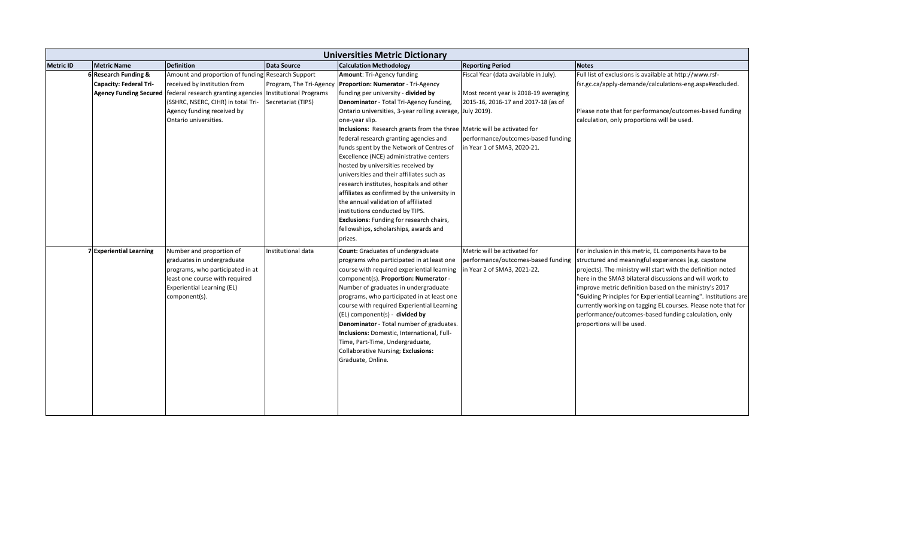# Universities Metric Dictionary

| Metric ID | Metric Name | Definition | Data Source | Calculation Methodology | Reporting Period | Notes |
|---|---|---|---|---|---|---|
| 6 | **Research Funding & Capacity: Federal Tri-Agency Funding Secured** | Amount and proportion of funding received by institution from federal research granting agencies (SSHRC, NSERC, CIHR) in total Tri-Agency funding received by Ontario universities. | Research Support Program, The Tri-Agency Institutional Programs Secretariat (TIPS) | **Amount**: Tri-Agency funding **Proportion: Numerator** - Tri-Agency funding per university - **divided by Denominator** - Total Tri-Agency funding, Ontario universities, 3-year rolling average, one-year slip. **Inclusions:** Research grants from the three federal research granting agencies and funds spent by the Network of Centres of Excellence (NCE) administrative centers hosted by universities received by universities and their affiliates such as research institutes, hospitals and other affiliates as confirmed by the university in the annual validation of affiliated institutions conducted by TIPS. **Exclusions:** Funding for research chairs, fellowships, scholarships, awards and prizes. | Fiscal Year (data available in July).<br><br>Most recent year is 2018-19 averaging 2015-16, 2016-17 and 2017-18 (as of July 2019).<br><br>Metric will be activated for performance/outcomes-based funding in Year 1 of SMA3, 2020-21. | Full list of exclusions is available at http://www.rsf-fsr.gc.ca/apply-demande/calculations-eng.aspx#excluded.<br><br>Please note that for performance/outcomes-based funding calculation, only proportions will be used. |
| 7 | **Experiential Learning** | Number and proportion of graduates in undergraduate programs, who participated in at least one course with required Experiential Learning (EL) component(s). | Institutional data | **Count:** Graduates of undergraduate programs who participated in at least one course with required experiential learning component(s). **Proportion: Numerator** - Number of graduates in undergraduate programs, who participated in at least one course with required Experiential Learning (EL) component(s) - **divided by Denominator** - Total number of graduates. **Inclusions:** Domestic, International, Full-Time, Part-Time, Undergraduate, Collaborative Nursing; **Exclusions:** Graduate, Online. | Metric will be activated for performance/outcomes-based funding in Year 2 of SMA3, 2021-22. | For inclusion in this metric, EL components have to be structured and meaningful experiences (e.g. capstone projects). The ministry will start with the definition noted here in the SMA3 bilateral discussions and will work to improve metric definition based on the ministry's 2017 "Guiding Principles for Experiential Learning". Institutions are currently working on tagging EL courses. Please note that for performance/outcomes-based funding calculation, only proportions will be used. |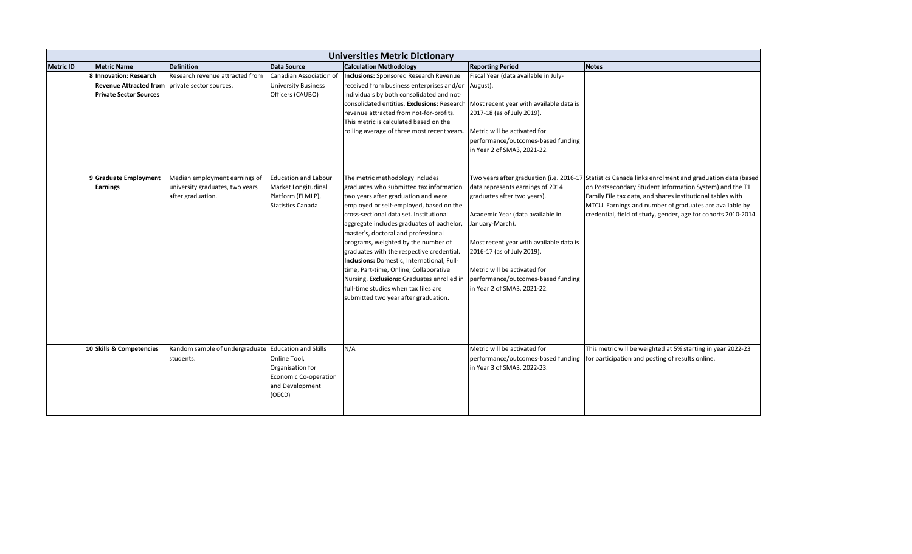| Universities Metric Dictionary | | | | | | |
|---|---|---|---|---|---|---|
| **Metric ID** | **Metric Name** | **Definition** | **Data Source** | **Calculation Methodology** | **Reporting Period** | **Notes** |
| 8 | **Innovation: Research Revenue Attracted from Private Sector Sources** | Research revenue attracted from private sector sources. | Canadian Association of University Business Officers (CAUBO) | **Inclusions:** Sponsored Research Revenue received from business enterprises and/or individuals by both consolidated and not-consolidated entities. **Exclusions:** Research revenue attracted from not-for-profits. This metric is calculated based on the rolling average of three most recent years. | Fiscal Year (data available in July-August). Most recent year with available data is 2017-18 (as of July 2019). Metric will be activated for performance/outcomes-based funding in Year 2 of SMA3, 2021-22. | |
| 9 | **Graduate Employment Earnings** | Median employment earnings of university graduates, two years after graduation. | Education and Labour Market Longitudinal Platform (ELMLP), Statistics Canada | The metric methodology includes graduates who submitted tax information two years after graduation and were employed or self-employed, based on the cross-sectional data set. Institutional aggregate includes graduates of bachelor, master's, doctoral and professional programs, weighted by the number of graduates with the respective credential. **Inclusions:** Domestic, International, Full-time, Part-time, Online, Collaborative Nursing. **Exclusions:** Graduates enrolled in full-time studies when tax files are submitted two year after graduation. | Two years after graduation (i.e. 2016-17 data represents earnings of 2014 graduates after two years). Academic Year (data available in January-March). Most recent year with available data is 2016-17 (as of July 2019). Metric will be activated for performance/outcomes-based funding in Year 2 of SMA3, 2021-22. | Statistics Canada links enrolment and graduation data (based on Postsecondary Student Information System) and the T1 Family File tax data, and shares institutional tables with MTCU. Earnings and number of graduates are available by credential, field of study, gender, age for cohorts 2010-2014. |
| 10 | **Skills & Competencies** | Random sample of undergraduate students. | Education and Skills Online Tool, Organisation for Economic Co-operation and Development (OECD) | N/A | Metric will be activated for performance/outcomes-based funding in Year 3 of SMA3, 2022-23. | This metric will be weighted at 5% starting in year 2022-23 for participation and posting of results online. |